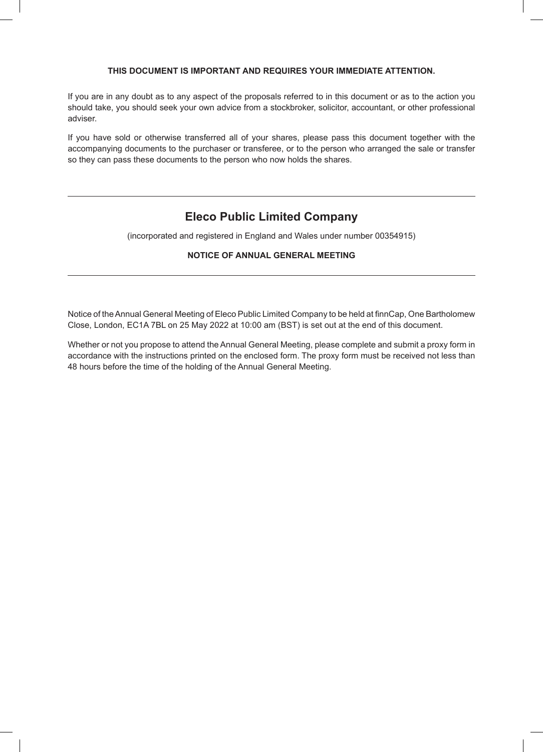**THIS DOCUMENT IS IMPORTANT AND REQUIRES YOUR IMMEDIATE ATTENTION.**

If you are in any doubt as to any aspect of the proposals referred to in this document or as to the action you should take, you should seek your own advice from a stockbroker, solicitor, accountant, or other professional adviser.

If you have sold or otherwise transferred all of your shares, please pass this document together with the accompanying documents to the purchaser or transferee, or to the person who arranged the sale or transfer so they can pass these documents to the person who now holds the shares.

---

# Eleco Public Limited Company

(incorporated and registered in England and Wales under number 00354915)

**NOTICE OF ANNUAL GENERAL MEETING**

---

Notice of the Annual General Meeting of Eleco Public Limited Company to be held at finnCap, One Bartholomew Close, London, EC1A 7BL on 25 May 2022 at 10:00 am (BST) is set out at the end of this document.

Whether or not you propose to attend the Annual General Meeting, please complete and submit a proxy form in accordance with the instructions printed on the enclosed form. The proxy form must be received not less than 48 hours before the time of the holding of the Annual General Meeting.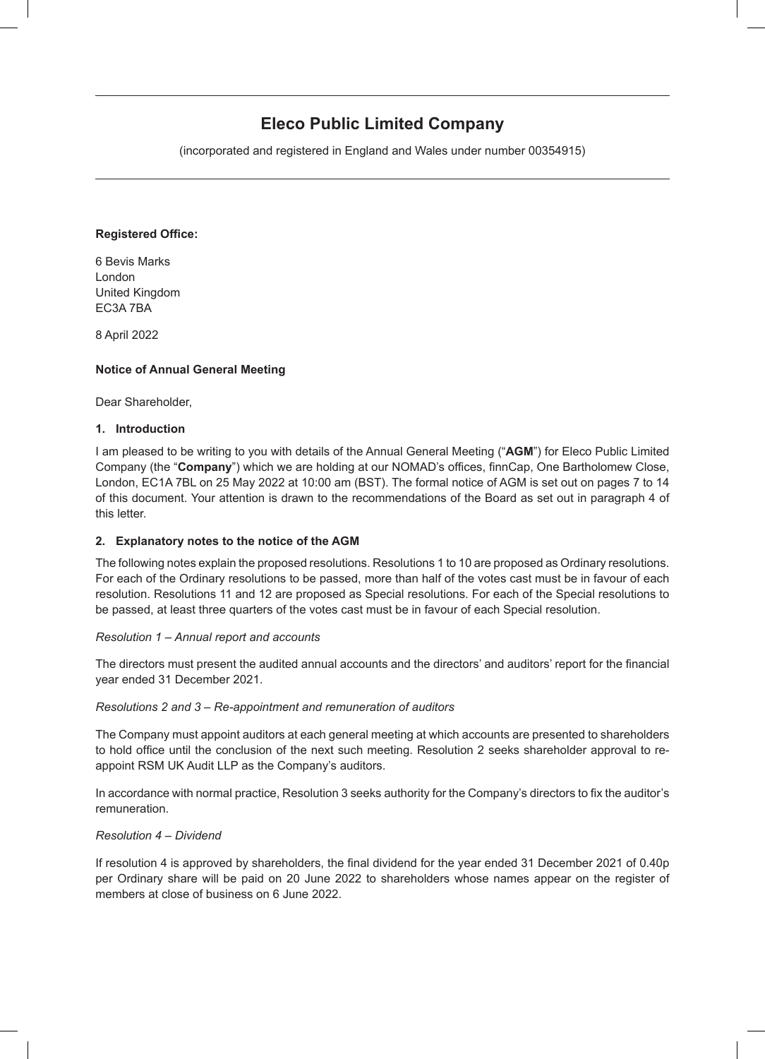# Eleco Public Limited Company

(incorporated and registered in England and Wales under number 00354915)

**Registered Office:**

6 Bevis Marks
London
United Kingdom
EC3A 7BA

8 April 2022

**Notice of Annual General Meeting**

Dear Shareholder,

## 1. Introduction

I am pleased to be writing to you with details of the Annual General Meeting ("**AGM**") for Eleco Public Limited Company (the "**Company**") which we are holding at our NOMAD's offices, finnCap, One Bartholomew Close, London, EC1A 7BL on 25 May 2022 at 10:00 am (BST). The formal notice of AGM is set out on pages 7 to 14 of this document. Your attention is drawn to the recommendations of the Board as set out in paragraph 4 of this letter.

## 2. Explanatory notes to the notice of the AGM

The following notes explain the proposed resolutions. Resolutions 1 to 10 are proposed as Ordinary resolutions. For each of the Ordinary resolutions to be passed, more than half of the votes cast must be in favour of each resolution. Resolutions 11 and 12 are proposed as Special resolutions. For each of the Special resolutions to be passed, at least three quarters of the votes cast must be in favour of each Special resolution.

*Resolution 1 – Annual report and accounts*

The directors must present the audited annual accounts and the directors' and auditors' report for the financial year ended 31 December 2021.

*Resolutions 2 and 3 – Re-appointment and remuneration of auditors*

The Company must appoint auditors at each general meeting at which accounts are presented to shareholders to hold office until the conclusion of the next such meeting. Resolution 2 seeks shareholder approval to re-appoint RSM UK Audit LLP as the Company's auditors.

In accordance with normal practice, Resolution 3 seeks authority for the Company's directors to fix the auditor's remuneration.

*Resolution 4 – Dividend*

If resolution 4 is approved by shareholders, the final dividend for the year ended 31 December 2021 of 0.40p per Ordinary share will be paid on 20 June 2022 to shareholders whose names appear on the register of members at close of business on 6 June 2022.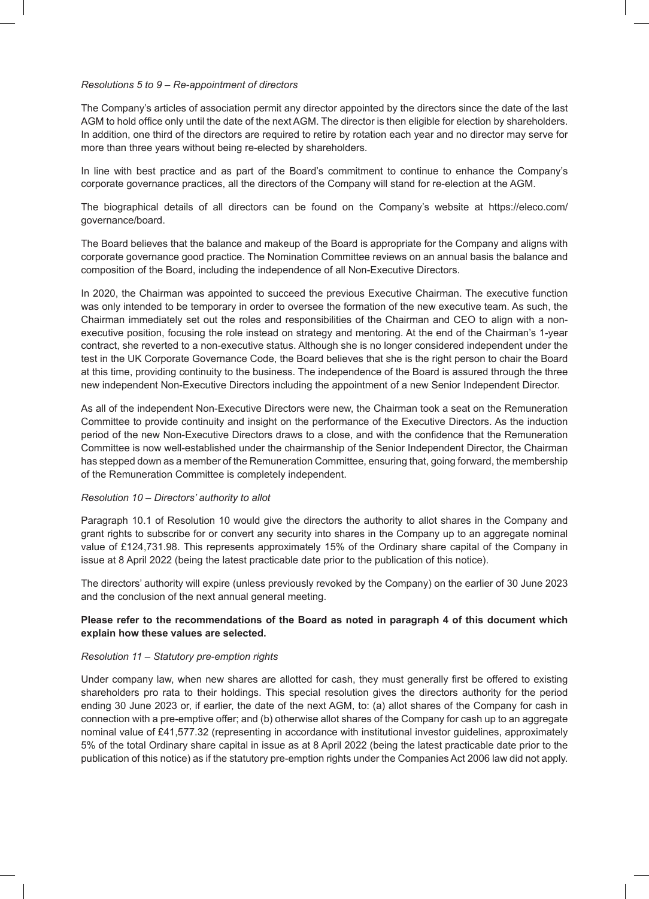*Resolutions 5 to 9 – Re-appointment of directors*

The Company's articles of association permit any director appointed by the directors since the date of the last AGM to hold office only until the date of the next AGM. The director is then eligible for election by shareholders. In addition, one third of the directors are required to retire by rotation each year and no director may serve for more than three years without being re-elected by shareholders.

In line with best practice and as part of the Board's commitment to continue to enhance the Company's corporate governance practices, all the directors of the Company will stand for re-election at the AGM.

The biographical details of all directors can be found on the Company's website at https://eleco.com/governance/board.

The Board believes that the balance and makeup of the Board is appropriate for the Company and aligns with corporate governance good practice. The Nomination Committee reviews on an annual basis the balance and composition of the Board, including the independence of all Non-Executive Directors.

In 2020, the Chairman was appointed to succeed the previous Executive Chairman. The executive function was only intended to be temporary in order to oversee the formation of the new executive team. As such, the Chairman immediately set out the roles and responsibilities of the Chairman and CEO to align with a non-executive position, focusing the role instead on strategy and mentoring. At the end of the Chairman's 1-year contract, she reverted to a non-executive status. Although she is no longer considered independent under the test in the UK Corporate Governance Code, the Board believes that she is the right person to chair the Board at this time, providing continuity to the business. The independence of the Board is assured through the three new independent Non-Executive Directors including the appointment of a new Senior Independent Director.

As all of the independent Non-Executive Directors were new, the Chairman took a seat on the Remuneration Committee to provide continuity and insight on the performance of the Executive Directors. As the induction period of the new Non-Executive Directors draws to a close, and with the confidence that the Remuneration Committee is now well-established under the chairmanship of the Senior Independent Director, the Chairman has stepped down as a member of the Remuneration Committee, ensuring that, going forward, the membership of the Remuneration Committee is completely independent.

*Resolution 10 – Directors' authority to allot*

Paragraph 10.1 of Resolution 10 would give the directors the authority to allot shares in the Company and grant rights to subscribe for or convert any security into shares in the Company up to an aggregate nominal value of £124,731.98. This represents approximately 15% of the Ordinary share capital of the Company in issue at 8 April 2022 (being the latest practicable date prior to the publication of this notice).

The directors' authority will expire (unless previously revoked by the Company) on the earlier of 30 June 2023 and the conclusion of the next annual general meeting.

**Please refer to the recommendations of the Board as noted in paragraph 4 of this document which explain how these values are selected.**

*Resolution 11 – Statutory pre-emption rights*

Under company law, when new shares are allotted for cash, they must generally first be offered to existing shareholders pro rata to their holdings. This special resolution gives the directors authority for the period ending 30 June 2023 or, if earlier, the date of the next AGM, to: (a) allot shares of the Company for cash in connection with a pre-emptive offer; and (b) otherwise allot shares of the Company for cash up to an aggregate nominal value of £41,577.32 (representing in accordance with institutional investor guidelines, approximately 5% of the total Ordinary share capital in issue as at 8 April 2022 (being the latest practicable date prior to the publication of this notice) as if the statutory pre-emption rights under the Companies Act 2006 law did not apply.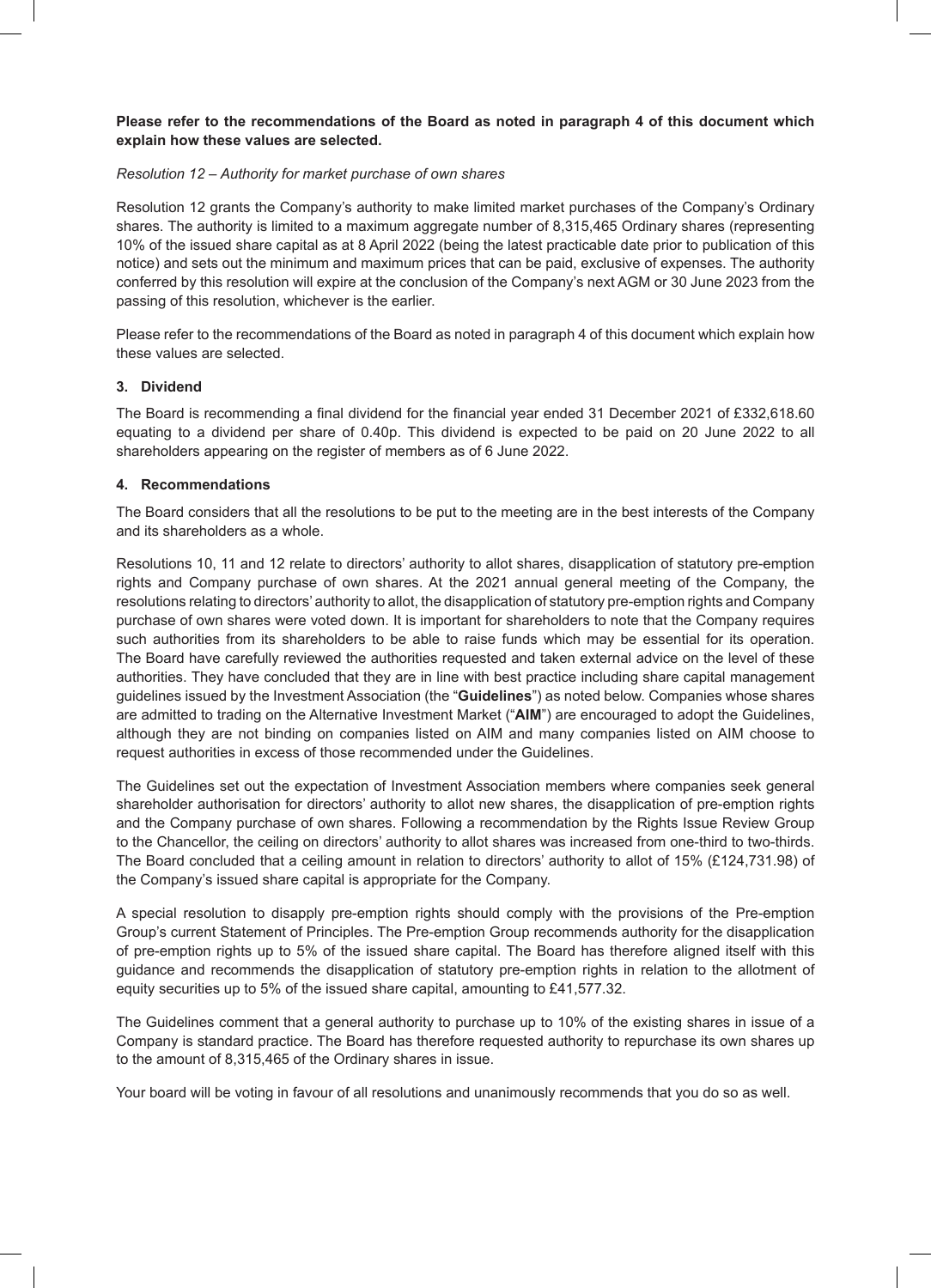**Please refer to the recommendations of the Board as noted in paragraph 4 of this document which explain how these values are selected.**

*Resolution 12 – Authority for market purchase of own shares*

Resolution 12 grants the Company's authority to make limited market purchases of the Company's Ordinary shares. The authority is limited to a maximum aggregate number of 8,315,465 Ordinary shares (representing 10% of the issued share capital as at 8 April 2022 (being the latest practicable date prior to publication of this notice) and sets out the minimum and maximum prices that can be paid, exclusive of expenses. The authority conferred by this resolution will expire at the conclusion of the Company's next AGM or 30 June 2023 from the passing of this resolution, whichever is the earlier.

Please refer to the recommendations of the Board as noted in paragraph 4 of this document which explain how these values are selected.

### 3. Dividend

The Board is recommending a final dividend for the financial year ended 31 December 2021 of £332,618.60 equating to a dividend per share of 0.40p. This dividend is expected to be paid on 20 June 2022 to all shareholders appearing on the register of members as of 6 June 2022.

### 4. Recommendations

The Board considers that all the resolutions to be put to the meeting are in the best interests of the Company and its shareholders as a whole.

Resolutions 10, 11 and 12 relate to directors' authority to allot shares, disapplication of statutory pre-emption rights and Company purchase of own shares. At the 2021 annual general meeting of the Company, the resolutions relating to directors' authority to allot, the disapplication of statutory pre-emption rights and Company purchase of own shares were voted down. It is important for shareholders to note that the Company requires such authorities from its shareholders to be able to raise funds which may be essential for its operation. The Board have carefully reviewed the authorities requested and taken external advice on the level of these authorities. They have concluded that they are in line with best practice including share capital management guidelines issued by the Investment Association (the "**Guidelines**") as noted below. Companies whose shares are admitted to trading on the Alternative Investment Market ("**AIM**") are encouraged to adopt the Guidelines, although they are not binding on companies listed on AIM and many companies listed on AIM choose to request authorities in excess of those recommended under the Guidelines.

The Guidelines set out the expectation of Investment Association members where companies seek general shareholder authorisation for directors' authority to allot new shares, the disapplication of pre-emption rights and the Company purchase of own shares. Following a recommendation by the Rights Issue Review Group to the Chancellor, the ceiling on directors' authority to allot shares was increased from one-third to two-thirds. The Board concluded that a ceiling amount in relation to directors' authority to allot of 15% (£124,731.98) of the Company's issued share capital is appropriate for the Company.

A special resolution to disapply pre-emption rights should comply with the provisions of the Pre-emption Group's current Statement of Principles. The Pre-emption Group recommends authority for the disapplication of pre-emption rights up to 5% of the issued share capital. The Board has therefore aligned itself with this guidance and recommends the disapplication of statutory pre-emption rights in relation to the allotment of equity securities up to 5% of the issued share capital, amounting to £41,577.32.

The Guidelines comment that a general authority to purchase up to 10% of the existing shares in issue of a Company is standard practice. The Board has therefore requested authority to repurchase its own shares up to the amount of 8,315,465 of the Ordinary shares in issue.

Your board will be voting in favour of all resolutions and unanimously recommends that you do so as well.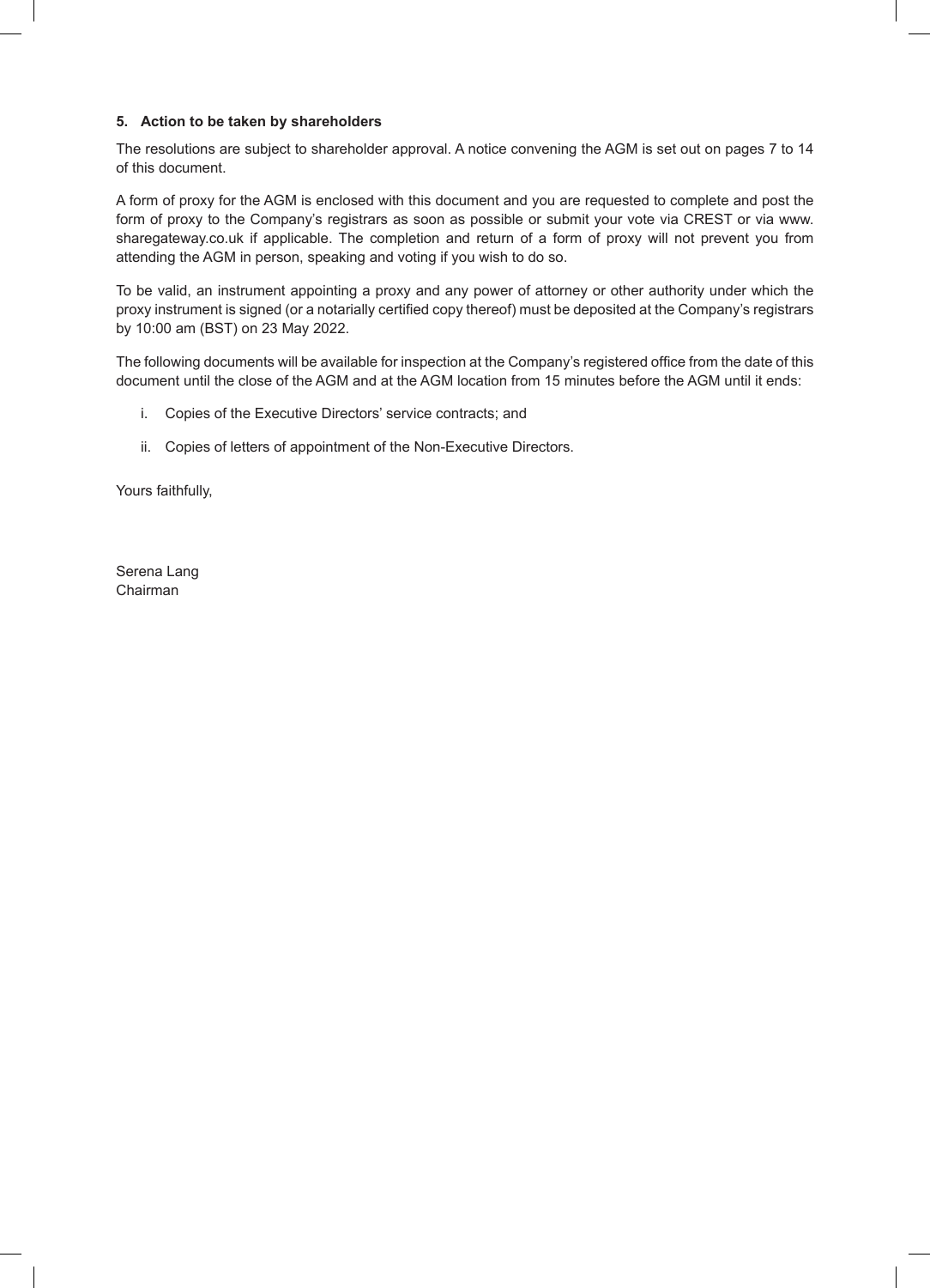### 5. Action to be taken by shareholders

The resolutions are subject to shareholder approval. A notice convening the AGM is set out on pages 7 to 14 of this document.

A form of proxy for the AGM is enclosed with this document and you are requested to complete and post the form of proxy to the Company's registrars as soon as possible or submit your vote via CREST or via www.sharegateway.co.uk if applicable. The completion and return of a form of proxy will not prevent you from attending the AGM in person, speaking and voting if you wish to do so.

To be valid, an instrument appointing a proxy and any power of attorney or other authority under which the proxy instrument is signed (or a notarially certified copy thereof) must be deposited at the Company's registrars by 10:00 am (BST) on 23 May 2022.

The following documents will be available for inspection at the Company's registered office from the date of this document until the close of the AGM and at the AGM location from 15 minutes before the AGM until it ends:

i. Copies of the Executive Directors' service contracts; and

ii. Copies of letters of appointment of the Non-Executive Directors.

Yours faithfully,

Serena Lang
Chairman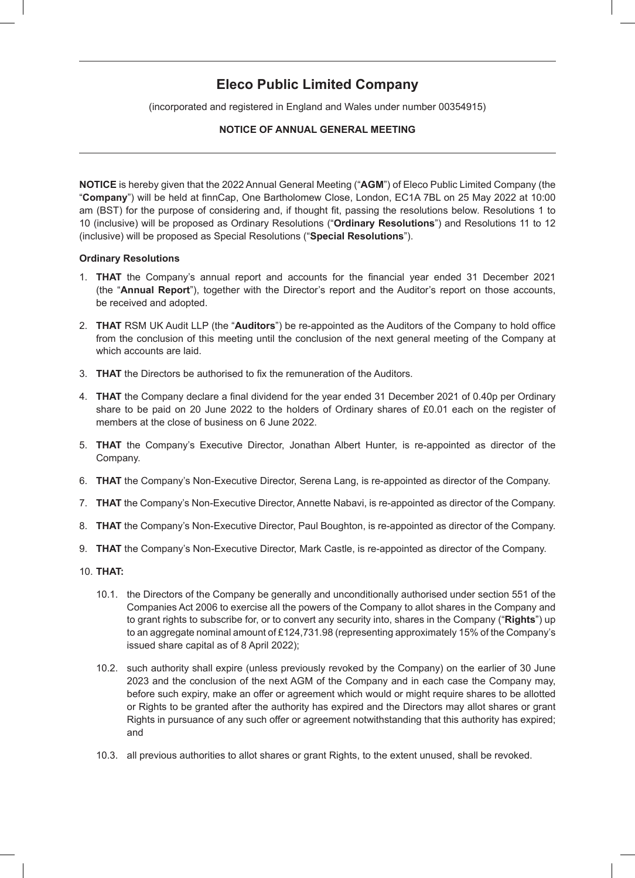# Eleco Public Limited Company

(incorporated and registered in England and Wales under number 00354915)

**NOTICE OF ANNUAL GENERAL MEETING**

---

**NOTICE** is hereby given that the 2022 Annual General Meeting ("**AGM**") of Eleco Public Limited Company (the "**Company**") will be held at finnCap, One Bartholomew Close, London, EC1A 7BL on 25 May 2022 at 10:00 am (BST) for the purpose of considering and, if thought fit, passing the resolutions below. Resolutions 1 to 10 (inclusive) will be proposed as Ordinary Resolutions ("**Ordinary Resolutions**") and Resolutions 11 to 12 (inclusive) will be proposed as Special Resolutions ("**Special Resolutions**").

**Ordinary Resolutions**

1. **THAT** the Company's annual report and accounts for the financial year ended 31 December 2021 (the "**Annual Report**"), together with the Director's report and the Auditor's report on those accounts, be received and adopted.

2. **THAT** RSM UK Audit LLP (the "**Auditors**") be re-appointed as the Auditors of the Company to hold office from the conclusion of this meeting until the conclusion of the next general meeting of the Company at which accounts are laid.

3. **THAT** the Directors be authorised to fix the remuneration of the Auditors.

4. **THAT** the Company declare a final dividend for the year ended 31 December 2021 of 0.40p per Ordinary share to be paid on 20 June 2022 to the holders of Ordinary shares of £0.01 each on the register of members at the close of business on 6 June 2022.

5. **THAT** the Company's Executive Director, Jonathan Albert Hunter, is re-appointed as director of the Company.

6. **THAT** the Company's Non-Executive Director, Serena Lang, is re-appointed as director of the Company.

7. **THAT** the Company's Non-Executive Director, Annette Nabavi, is re-appointed as director of the Company.

8. **THAT** the Company's Non-Executive Director, Paul Boughton, is re-appointed as director of the Company.

9. **THAT** the Company's Non-Executive Director, Mark Castle, is re-appointed as director of the Company.

10. **THAT:**

    10.1. the Directors of the Company be generally and unconditionally authorised under section 551 of the Companies Act 2006 to exercise all the powers of the Company to allot shares in the Company and to grant rights to subscribe for, or to convert any security into, shares in the Company ("**Rights**") up to an aggregate nominal amount of £124,731.98 (representing approximately 15% of the Company's issued share capital as of 8 April 2022);

    10.2. such authority shall expire (unless previously revoked by the Company) on the earlier of 30 June 2023 and the conclusion of the next AGM of the Company and in each case the Company may, before such expiry, make an offer or agreement which would or might require shares to be allotted or Rights to be granted after the authority has expired and the Directors may allot shares or grant Rights in pursuance of any such offer or agreement notwithstanding that this authority has expired; and

    10.3. all previous authorities to allot shares or grant Rights, to the extent unused, shall be revoked.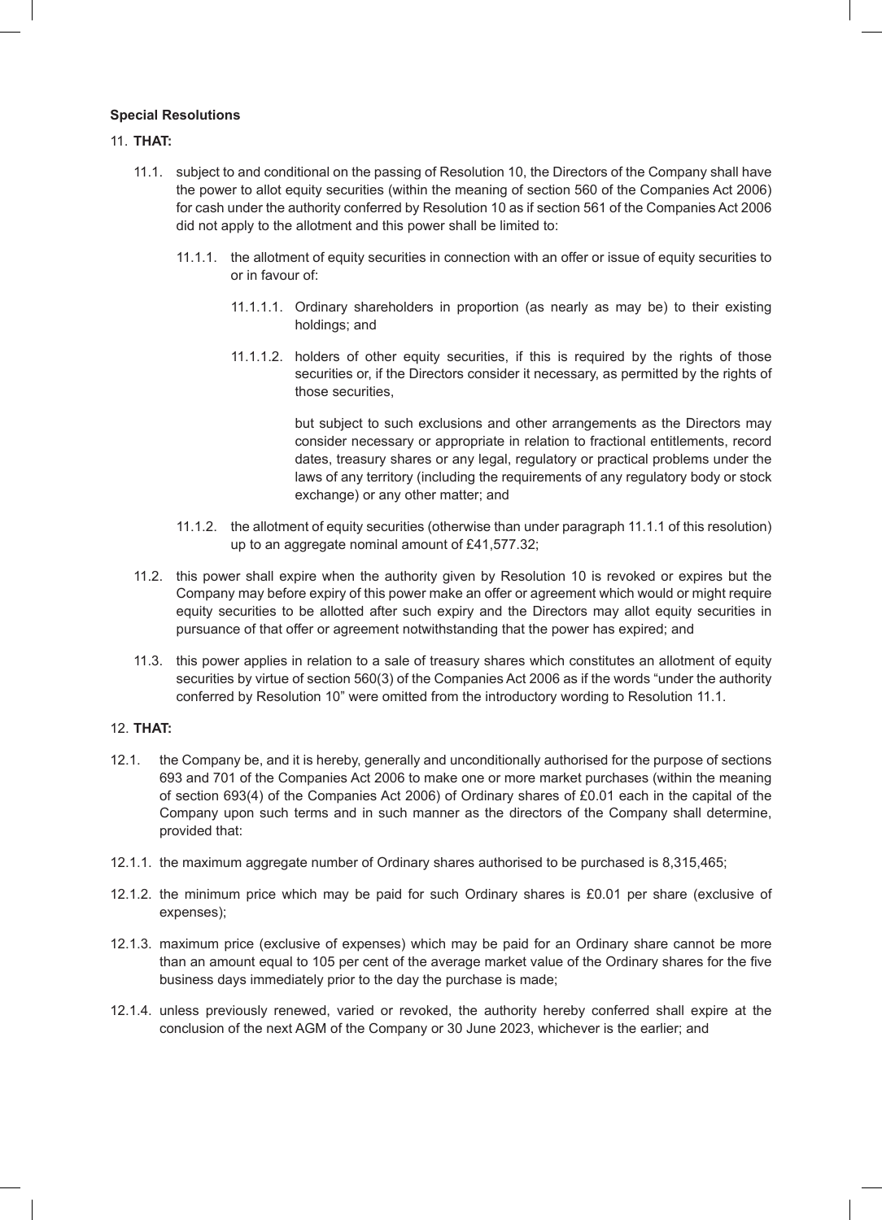**Special Resolutions**

11. **THAT:**

11.1. subject to and conditional on the passing of Resolution 10, the Directors of the Company shall have the power to allot equity securities (within the meaning of section 560 of the Companies Act 2006) for cash under the authority conferred by Resolution 10 as if section 561 of the Companies Act 2006 did not apply to the allotment and this power shall be limited to:

11.1.1. the allotment of equity securities in connection with an offer or issue of equity securities to or in favour of:

11.1.1.1. Ordinary shareholders in proportion (as nearly as may be) to their existing holdings; and

11.1.1.2. holders of other equity securities, if this is required by the rights of those securities or, if the Directors consider it necessary, as permitted by the rights of those securities,

but subject to such exclusions and other arrangements as the Directors may consider necessary or appropriate in relation to fractional entitlements, record dates, treasury shares or any legal, regulatory or practical problems under the laws of any territory (including the requirements of any regulatory body or stock exchange) or any other matter; and

11.1.2. the allotment of equity securities (otherwise than under paragraph 11.1.1 of this resolution) up to an aggregate nominal amount of £41,577.32;

11.2. this power shall expire when the authority given by Resolution 10 is revoked or expires but the Company may before expiry of this power make an offer or agreement which would or might require equity securities to be allotted after such expiry and the Directors may allot equity securities in pursuance of that offer or agreement notwithstanding that the power has expired; and

11.3. this power applies in relation to a sale of treasury shares which constitutes an allotment of equity securities by virtue of section 560(3) of the Companies Act 2006 as if the words "under the authority conferred by Resolution 10" were omitted from the introductory wording to Resolution 11.1.

12. **THAT:**

12.1. the Company be, and it is hereby, generally and unconditionally authorised for the purpose of sections 693 and 701 of the Companies Act 2006 to make one or more market purchases (within the meaning of section 693(4) of the Companies Act 2006) of Ordinary shares of £0.01 each in the capital of the Company upon such terms and in such manner as the directors of the Company shall determine, provided that:

12.1.1. the maximum aggregate number of Ordinary shares authorised to be purchased is 8,315,465;

12.1.2. the minimum price which may be paid for such Ordinary shares is £0.01 per share (exclusive of expenses);

12.1.3. maximum price (exclusive of expenses) which may be paid for an Ordinary share cannot be more than an amount equal to 105 per cent of the average market value of the Ordinary shares for the five business days immediately prior to the day the purchase is made;

12.1.4. unless previously renewed, varied or revoked, the authority hereby conferred shall expire at the conclusion of the next AGM of the Company or 30 June 2023, whichever is the earlier; and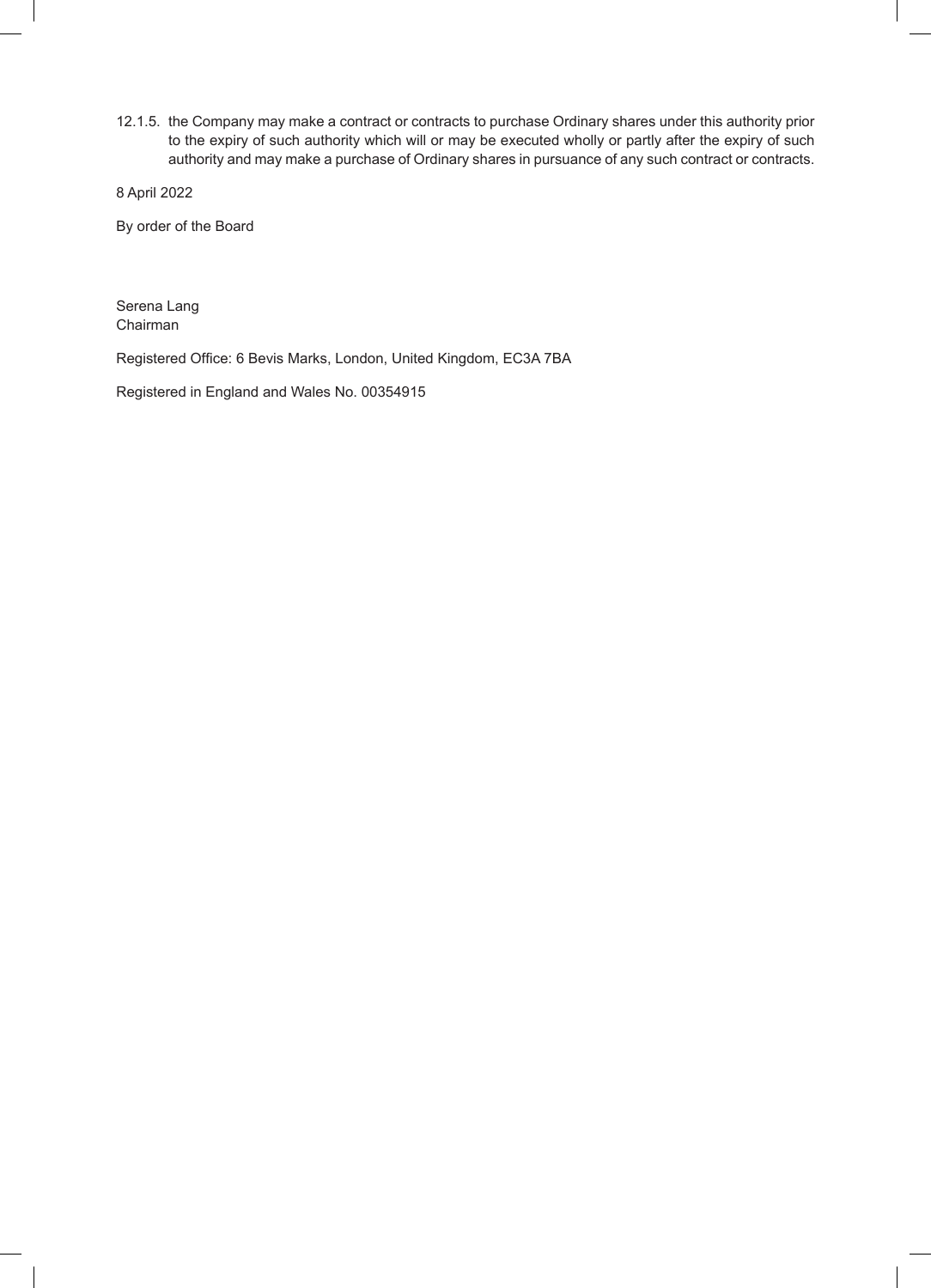12.1.5. the Company may make a contract or contracts to purchase Ordinary shares under this authority prior to the expiry of such authority which will or may be executed wholly or partly after the expiry of such authority and may make a purchase of Ordinary shares in pursuance of any such contract or contracts.

8 April 2022

By order of the Board

Serena Lang
Chairman

Registered Office: 6 Bevis Marks, London, United Kingdom, EC3A 7BA

Registered in England and Wales No. 00354915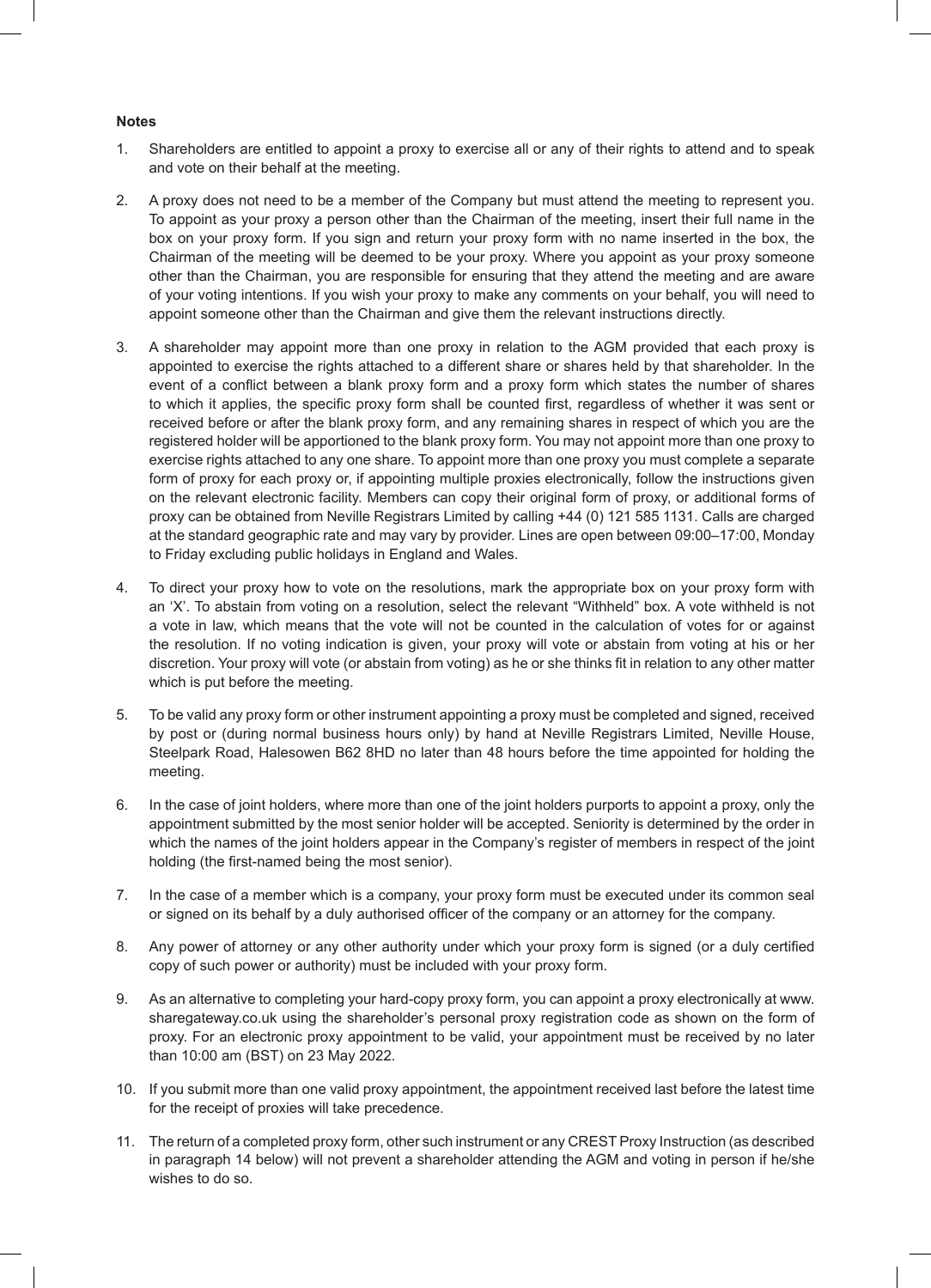**Notes**

1. Shareholders are entitled to appoint a proxy to exercise all or any of their rights to attend and to speak and vote on their behalf at the meeting.
2. A proxy does not need to be a member of the Company but must attend the meeting to represent you. To appoint as your proxy a person other than the Chairman of the meeting, insert their full name in the box on your proxy form. If you sign and return your proxy form with no name inserted in the box, the Chairman of the meeting will be deemed to be your proxy. Where you appoint as your proxy someone other than the Chairman, you are responsible for ensuring that they attend the meeting and are aware of your voting intentions. If you wish your proxy to make any comments on your behalf, you will need to appoint someone other than the Chairman and give them the relevant instructions directly.
3. A shareholder may appoint more than one proxy in relation to the AGM provided that each proxy is appointed to exercise the rights attached to a different share or shares held by that shareholder. In the event of a conflict between a blank proxy form and a proxy form which states the number of shares to which it applies, the specific proxy form shall be counted first, regardless of whether it was sent or received before or after the blank proxy form, and any remaining shares in respect of which you are the registered holder will be apportioned to the blank proxy form. You may not appoint more than one proxy to exercise rights attached to any one share. To appoint more than one proxy you must complete a separate form of proxy for each proxy or, if appointing multiple proxies electronically, follow the instructions given on the relevant electronic facility. Members can copy their original form of proxy, or additional forms of proxy can be obtained from Neville Registrars Limited by calling +44 (0) 121 585 1131. Calls are charged at the standard geographic rate and may vary by provider. Lines are open between 09:00–17:00, Monday to Friday excluding public holidays in England and Wales.
4. To direct your proxy how to vote on the resolutions, mark the appropriate box on your proxy form with an 'X'. To abstain from voting on a resolution, select the relevant "Withheld" box. A vote withheld is not a vote in law, which means that the vote will not be counted in the calculation of votes for or against the resolution. If no voting indication is given, your proxy will vote or abstain from voting at his or her discretion. Your proxy will vote (or abstain from voting) as he or she thinks fit in relation to any other matter which is put before the meeting.
5. To be valid any proxy form or other instrument appointing a proxy must be completed and signed, received by post or (during normal business hours only) by hand at Neville Registrars Limited, Neville House, Steelpark Road, Halesowen B62 8HD no later than 48 hours before the time appointed for holding the meeting.
6. In the case of joint holders, where more than one of the joint holders purports to appoint a proxy, only the appointment submitted by the most senior holder will be accepted. Seniority is determined by the order in which the names of the joint holders appear in the Company's register of members in respect of the joint holding (the first-named being the most senior).
7. In the case of a member which is a company, your proxy form must be executed under its common seal or signed on its behalf by a duly authorised officer of the company or an attorney for the company.
8. Any power of attorney or any other authority under which your proxy form is signed (or a duly certified copy of such power or authority) must be included with your proxy form.
9. As an alternative to completing your hard-copy proxy form, you can appoint a proxy electronically at www.sharegateway.co.uk using the shareholder's personal proxy registration code as shown on the form of proxy. For an electronic proxy appointment to be valid, your appointment must be received by no later than 10:00 am (BST) on 23 May 2022.
10. If you submit more than one valid proxy appointment, the appointment received last before the latest time for the receipt of proxies will take precedence.
11. The return of a completed proxy form, other such instrument or any CREST Proxy Instruction (as described in paragraph 14 below) will not prevent a shareholder attending the AGM and voting in person if he/she wishes to do so.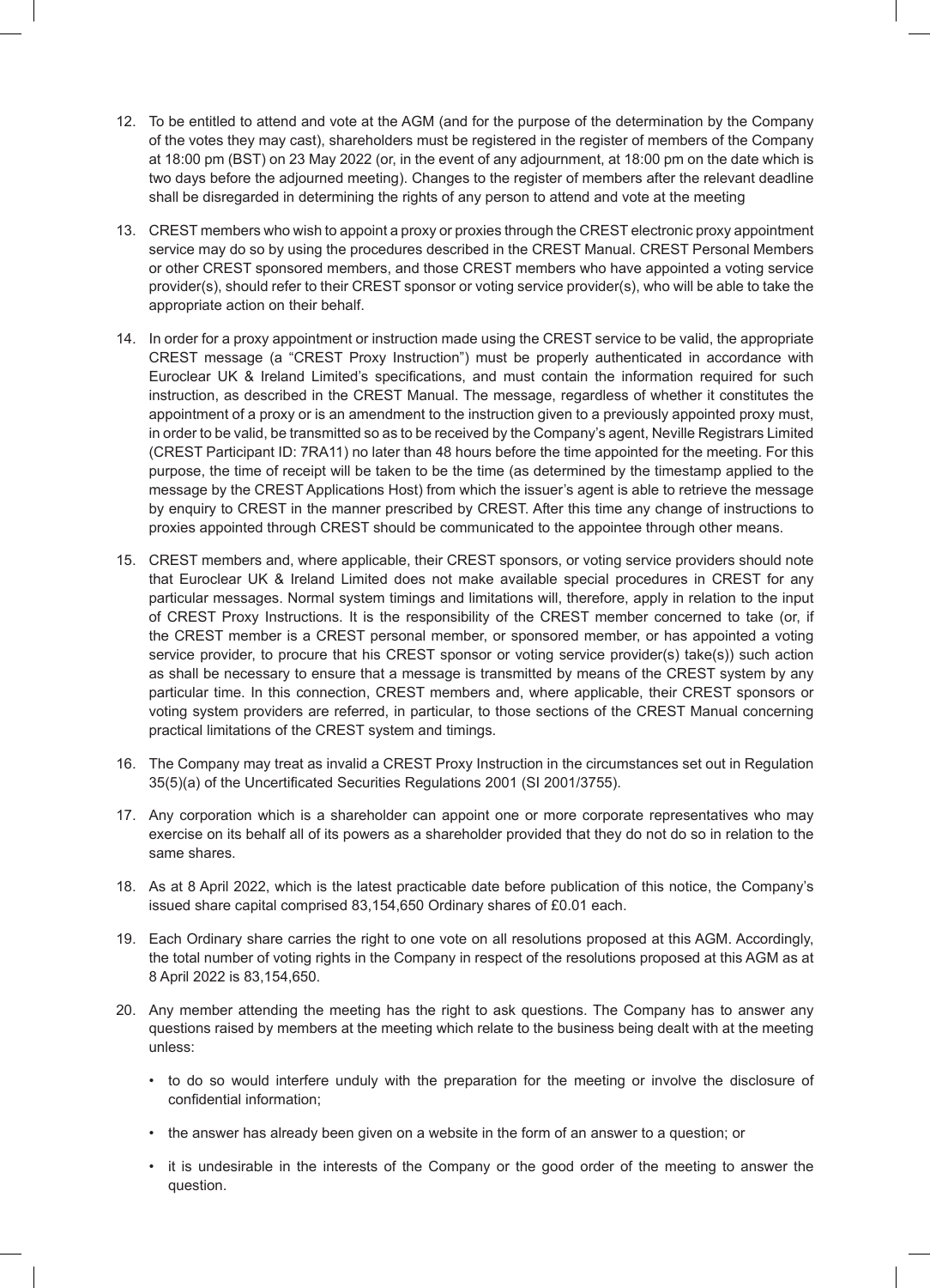12. To be entitled to attend and vote at the AGM (and for the purpose of the determination by the Company of the votes they may cast), shareholders must be registered in the register of members of the Company at 18:00 pm (BST) on 23 May 2022 (or, in the event of any adjournment, at 18:00 pm on the date which is two days before the adjourned meeting). Changes to the register of members after the relevant deadline shall be disregarded in determining the rights of any person to attend and vote at the meeting

13. CREST members who wish to appoint a proxy or proxies through the CREST electronic proxy appointment service may do so by using the procedures described in the CREST Manual. CREST Personal Members or other CREST sponsored members, and those CREST members who have appointed a voting service provider(s), should refer to their CREST sponsor or voting service provider(s), who will be able to take the appropriate action on their behalf.

14. In order for a proxy appointment or instruction made using the CREST service to be valid, the appropriate CREST message (a "CREST Proxy Instruction") must be properly authenticated in accordance with Euroclear UK & Ireland Limited's specifications, and must contain the information required for such instruction, as described in the CREST Manual. The message, regardless of whether it constitutes the appointment of a proxy or is an amendment to the instruction given to a previously appointed proxy must, in order to be valid, be transmitted so as to be received by the Company's agent, Neville Registrars Limited (CREST Participant ID: 7RA11) no later than 48 hours before the time appointed for the meeting. For this purpose, the time of receipt will be taken to be the time (as determined by the timestamp applied to the message by the CREST Applications Host) from which the issuer's agent is able to retrieve the message by enquiry to CREST in the manner prescribed by CREST. After this time any change of instructions to proxies appointed through CREST should be communicated to the appointee through other means.

15. CREST members and, where applicable, their CREST sponsors, or voting service providers should note that Euroclear UK & Ireland Limited does not make available special procedures in CREST for any particular messages. Normal system timings and limitations will, therefore, apply in relation to the input of CREST Proxy Instructions. It is the responsibility of the CREST member concerned to take (or, if the CREST member is a CREST personal member, or sponsored member, or has appointed a voting service provider, to procure that his CREST sponsor or voting service provider(s) take(s)) such action as shall be necessary to ensure that a message is transmitted by means of the CREST system by any particular time. In this connection, CREST members and, where applicable, their CREST sponsors or voting system providers are referred, in particular, to those sections of the CREST Manual concerning practical limitations of the CREST system and timings.

16. The Company may treat as invalid a CREST Proxy Instruction in the circumstances set out in Regulation 35(5)(a) of the Uncertificated Securities Regulations 2001 (SI 2001/3755).

17. Any corporation which is a shareholder can appoint one or more corporate representatives who may exercise on its behalf all of its powers as a shareholder provided that they do not do so in relation to the same shares.

18. As at 8 April 2022, which is the latest practicable date before publication of this notice, the Company's issued share capital comprised 83,154,650 Ordinary shares of £0.01 each.

19. Each Ordinary share carries the right to one vote on all resolutions proposed at this AGM. Accordingly, the total number of voting rights in the Company in respect of the resolutions proposed at this AGM as at 8 April 2022 is 83,154,650.

20. Any member attending the meeting has the right to ask questions. The Company has to answer any questions raised by members at the meeting which relate to the business being dealt with at the meeting unless:

    - to do so would interfere unduly with the preparation for the meeting or involve the disclosure of confidential information;
    - the answer has already been given on a website in the form of an answer to a question; or
    - it is undesirable in the interests of the Company or the good order of the meeting to answer the question.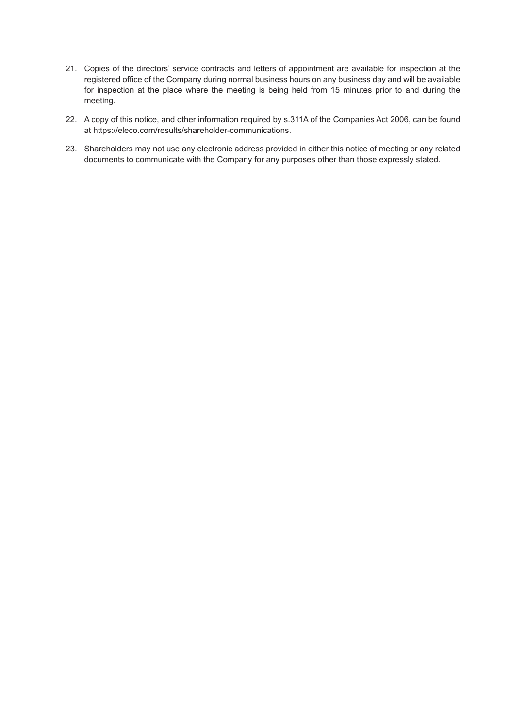21. Copies of the directors' service contracts and letters of appointment are available for inspection at the registered office of the Company during normal business hours on any business day and will be available for inspection at the place where the meeting is being held from 15 minutes prior to and during the meeting.

22. A copy of this notice, and other information required by s.311A of the Companies Act 2006, can be found at https://eleco.com/results/shareholder-communications.

23. Shareholders may not use any electronic address provided in either this notice of meeting or any related documents to communicate with the Company for any purposes other than those expressly stated.